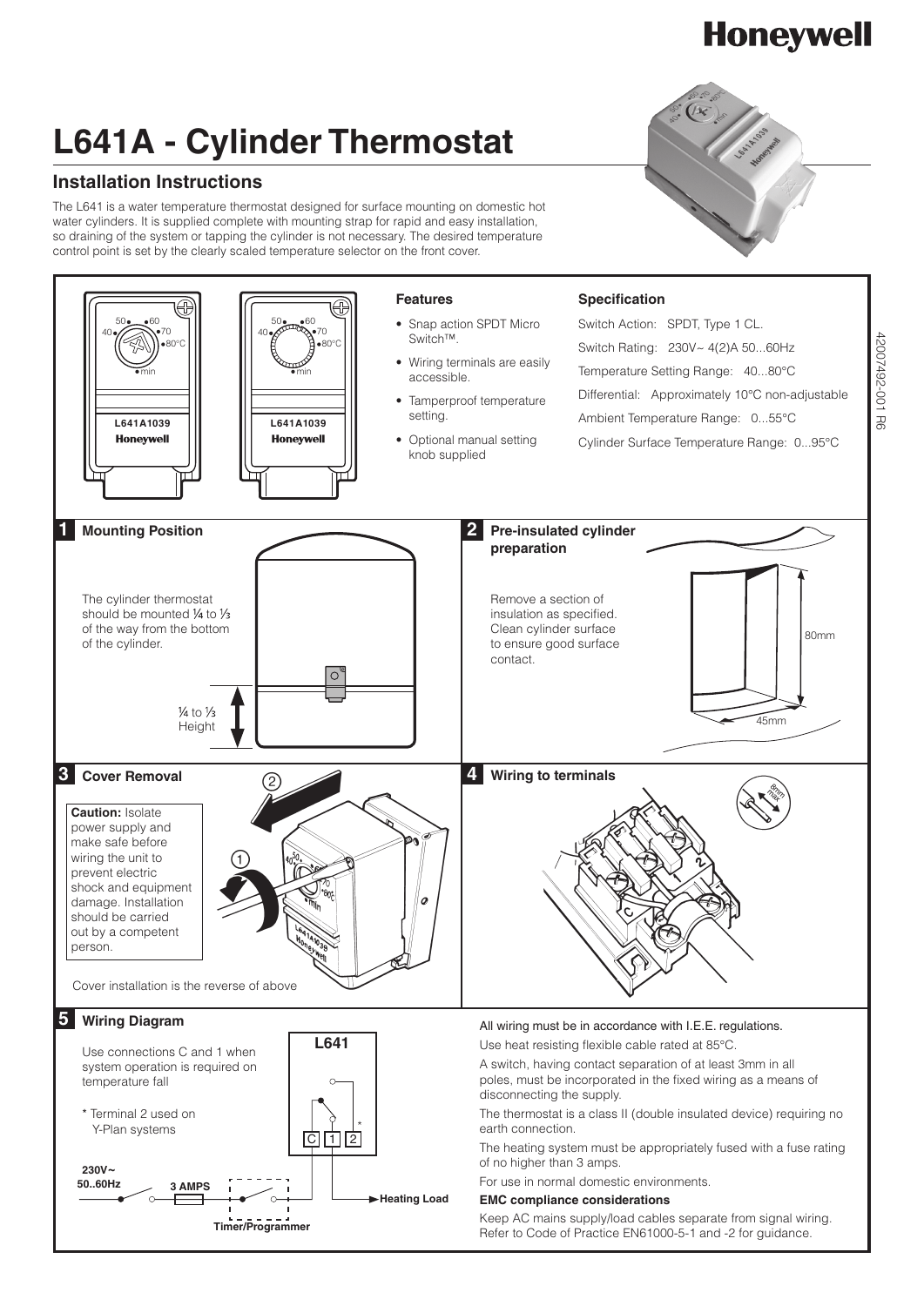# L641A - Cylinder Thermostat

## Installation Instructions

The L641 is a water temperature thermostat designed for surface mounting on domestic hot water cylinders. It is supplied complete with mounting strap for rapid and easy installation, so draining of the system or tapping the cylinder is not necessary. The desired temperature control point is set by the clearly scaled temperature selector on the front cover.

### Features

- Snap action SPDT Micro Switch™.
- Wiring terminals are easily accessible.
- Tamperproof temperature setting.
- Optional manual setting knob supplied

### Specification

Switch Action: SPDT, Type 1 CL.

Switch Rating: 230V~ 4(2)A 50...60Hz

Temperature Setting Range: 40...80°C

Differential: Approximately 10°C non-adjustable

Ambient Temperature Range: 0...55°C

Cylinder Surface Temperature Range: 0...95°C

42007492-001 R6

### 1 Mounting Position

The cylinder thermostat should be mounted ¼ to ⅓ of the way from the bottom of the cylinder.

¼ to ⅓ Height

### 2 Pre-insulated cylinder preparation

Remove a section of insulation as specified. Clean cylinder surface to ensure good surface contact.

80mm

45mm

### 3 Cover Removal

**Caution:** Isolate power supply and make safe before wiring the unit to prevent electric shock and equipment damage. Installation should be carried out by a competent person.

Cover installation is the reverse of above

### 4 Wiring to terminals

8mm max

### 5 Wiring Diagram

Use connections C and 1 when system operation is required on temperature fall

\* Terminal 2 used on Y-Plan systems

L641

C 1 2

230V~ 50..60Hz

3 AMPS

Timer/Programmer

Heating Load

All wiring must be in accordance with I.E.E. regulations.

Use heat resisting flexible cable rated at 85°C.

A switch, having contact separation of at least 3mm in all poles, must be incorporated in the fixed wiring as a means of disconnecting the supply.

The thermostat is a class II (double insulated device) requiring no earth connection.

The heating system must be appropriately fused with a fuse rating of no higher than 3 amps.

For use in normal domestic environments.

**EMC compliance considerations**

Keep AC mains supply/load cables separate from signal wiring. Refer to Code of Practice EN61000-5-1 and -2 for guidance.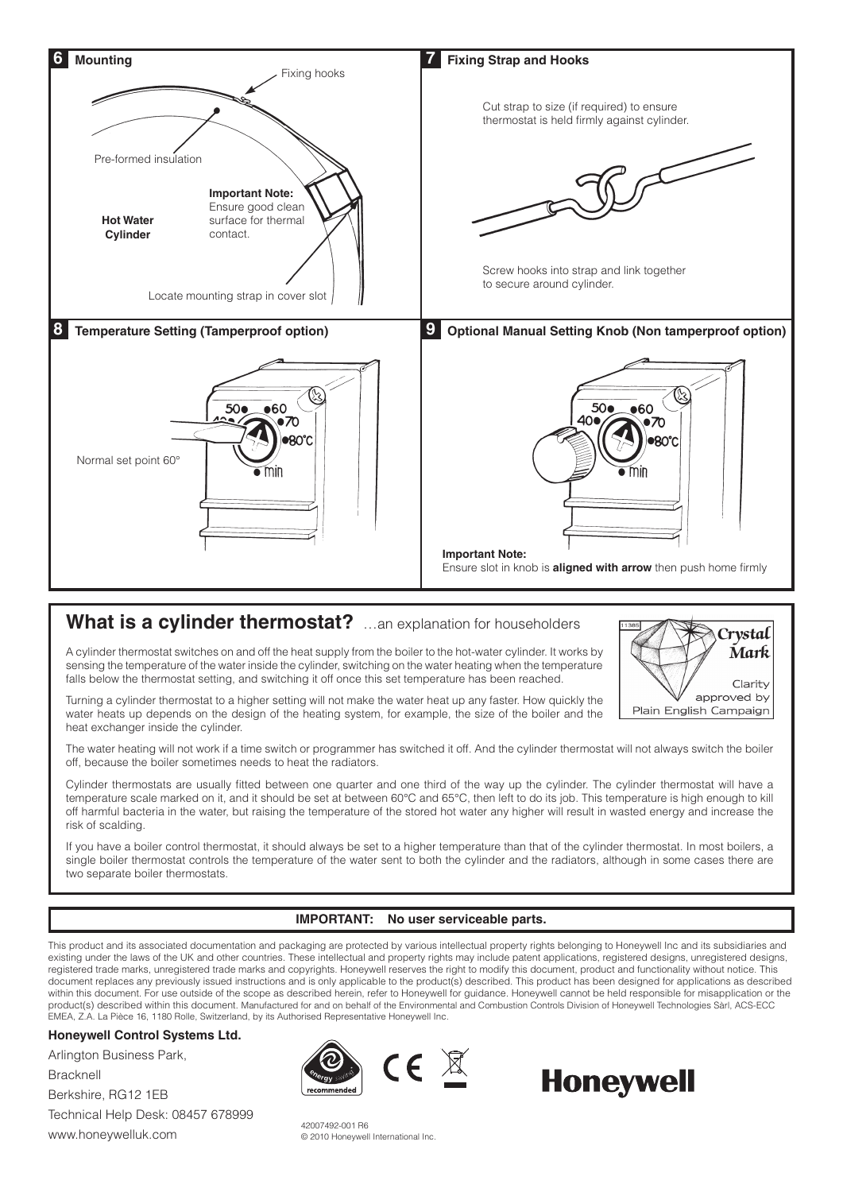## 6 Mounting

Fixing hooks

Pre-formed insulation

**Important Note:** Ensure good clean surface for thermal contact.

**Hot Water Cylinder**

Locate mounting strap in cover slot

## 7 Fixing Strap and Hooks

Cut strap to size (if required) to ensure thermostat is held firmly against cylinder.

Screw hooks into strap and link together to secure around cylinder.

## 8 Temperature Setting (Tamperproof option)

Normal set point 60°

50 60 70 80°C min

## 9 Optional Manual Setting Knob (Non tamperproof option)

40 50 60 70 80°C min

**Important Note:**
Ensure slot in knob is **aligned with arrow** then push home firmly

## What is a cylinder thermostat? …an explanation for householders

11385 Crystal Mark Clarity approved by Plain English Campaign

A cylinder thermostat switches on and off the heat supply from the boiler to the hot-water cylinder. It works by sensing the temperature of the water inside the cylinder, switching on the water heating when the temperature falls below the thermostat setting, and switching it off once this set temperature has been reached.

Turning a cylinder thermostat to a higher setting will not make the water heat up any faster. How quickly the water heats up depends on the design of the heating system, for example, the size of the boiler and the heat exchanger inside the cylinder.

The water heating will not work if a time switch or programmer has switched it off. And the cylinder thermostat will not always switch the boiler off, because the boiler sometimes needs to heat the radiators.

Cylinder thermostats are usually fitted between one quarter and one third of the way up the cylinder. The cylinder thermostat will have a temperature scale marked on it, and it should be set at between 60°C and 65°C, then left to do its job. This temperature is high enough to kill off harmful bacteria in the water, but raising the temperature of the stored hot water any higher will result in wasted energy and increase the risk of scalding.

If you have a boiler control thermostat, it should always be set to a higher temperature than that of the cylinder thermostat. In most boilers, a single boiler thermostat controls the temperature of the water sent to both the cylinder and the radiators, although in some cases there are two separate boiler thermostats.

**IMPORTANT: No user serviceable parts.**

This product and its associated documentation and packaging are protected by various intellectual property rights belonging to Honeywell Inc and its subsidiaries and existing under the laws of the UK and other countries. These intellectual and property rights may include patent applications, registered designs, unregistered designs, registered trade marks, unregistered trade marks and copyrights. Honeywell reserves the right to modify this document, product and functionality without notice. This document replaces any previously issued instructions and is only applicable to the product(s) described. This product has been designed for applications as described within this document. For use outside of the scope as described herein, refer to Honeywell for guidance. Honeywell cannot be held responsible for misapplication or the product(s) described within this document. Manufactured for and on behalf of the Environmental and Combustion Controls Division of Honeywell Technologies Sàrl, ACS-ECC EMEA, Z.A. La Pièce 16, 1180 Rolle, Switzerland, by its Authorised Representative Honeywell Inc.

**Honeywell Control Systems Ltd.**

Arlington Business Park,
Bracknell
Berkshire, RG12 1EB
Technical Help Desk: 08457 678999
www.honeywelluk.com

energy saving recommended

42007492-001 R6
© 2010 Honeywell International Inc.

Honeywell